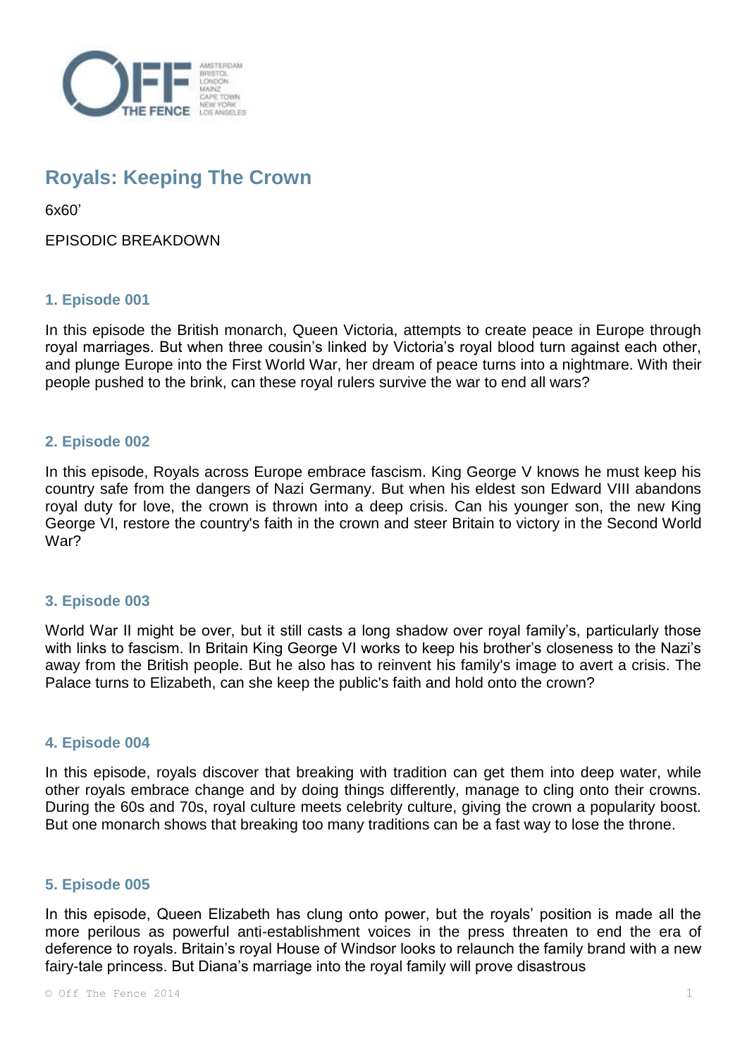OFF THE FENCE

AMSTERDAM
BRISTOL
LONDON
MAINZ
CAPE TOWN
NEW YORK
LOS ANGELES

# Royals: Keeping The Crown

6x60'

EPISODIC BREAKDOWN

## 1. Episode 001

In this episode the British monarch, Queen Victoria, attempts to create peace in Europe through royal marriages. But when three cousin's linked by Victoria's royal blood turn against each other, and plunge Europe into the First World War, her dream of peace turns into a nightmare. With their people pushed to the brink, can these royal rulers survive the war to end all wars?

## 2. Episode 002

In this episode, Royals across Europe embrace fascism. King George V knows he must keep his country safe from the dangers of Nazi Germany. But when his eldest son Edward VIII abandons royal duty for love, the crown is thrown into a deep crisis. Can his younger son, the new King George VI, restore the country's faith in the crown and steer Britain to victory in the Second World War?

## 3. Episode 003

World War II might be over, but it still casts a long shadow over royal family's, particularly those with links to fascism. In Britain King George VI works to keep his brother's closeness to the Nazi's away from the British people. But he also has to reinvent his family's image to avert a crisis. The Palace turns to Elizabeth, can she keep the public's faith and hold onto the crown?

## 4. Episode 004

In this episode, royals discover that breaking with tradition can get them into deep water, while other royals embrace change and by doing things differently, manage to cling onto their crowns. During the 60s and 70s, royal culture meets celebrity culture, giving the crown a popularity boost. But one monarch shows that breaking too many traditions can be a fast way to lose the throne.

## 5. Episode 005

In this episode, Queen Elizabeth has clung onto power, but the royals' position is made all the more perilous as powerful anti-establishment voices in the press threaten to end the era of deference to royals. Britain's royal House of Windsor looks to relaunch the family brand with a new fairy-tale princess. But Diana's marriage into the royal family will prove disastrous

© Off The Fence 2014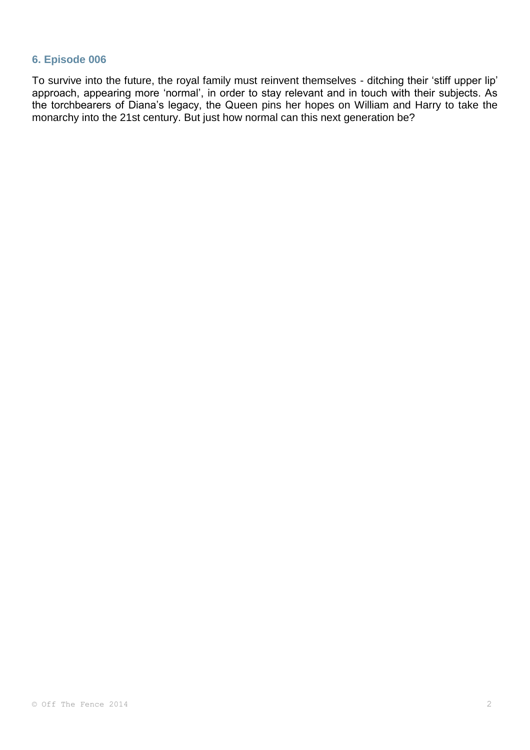## 6. Episode 006

To survive into the future, the royal family must reinvent themselves - ditching their ‘stiff upper lip’ approach, appearing more ‘normal’, in order to stay relevant and in touch with their subjects. As the torchbearers of Diana’s legacy, the Queen pins her hopes on William and Harry to take the monarchy into the 21st century. But just how normal can this next generation be?